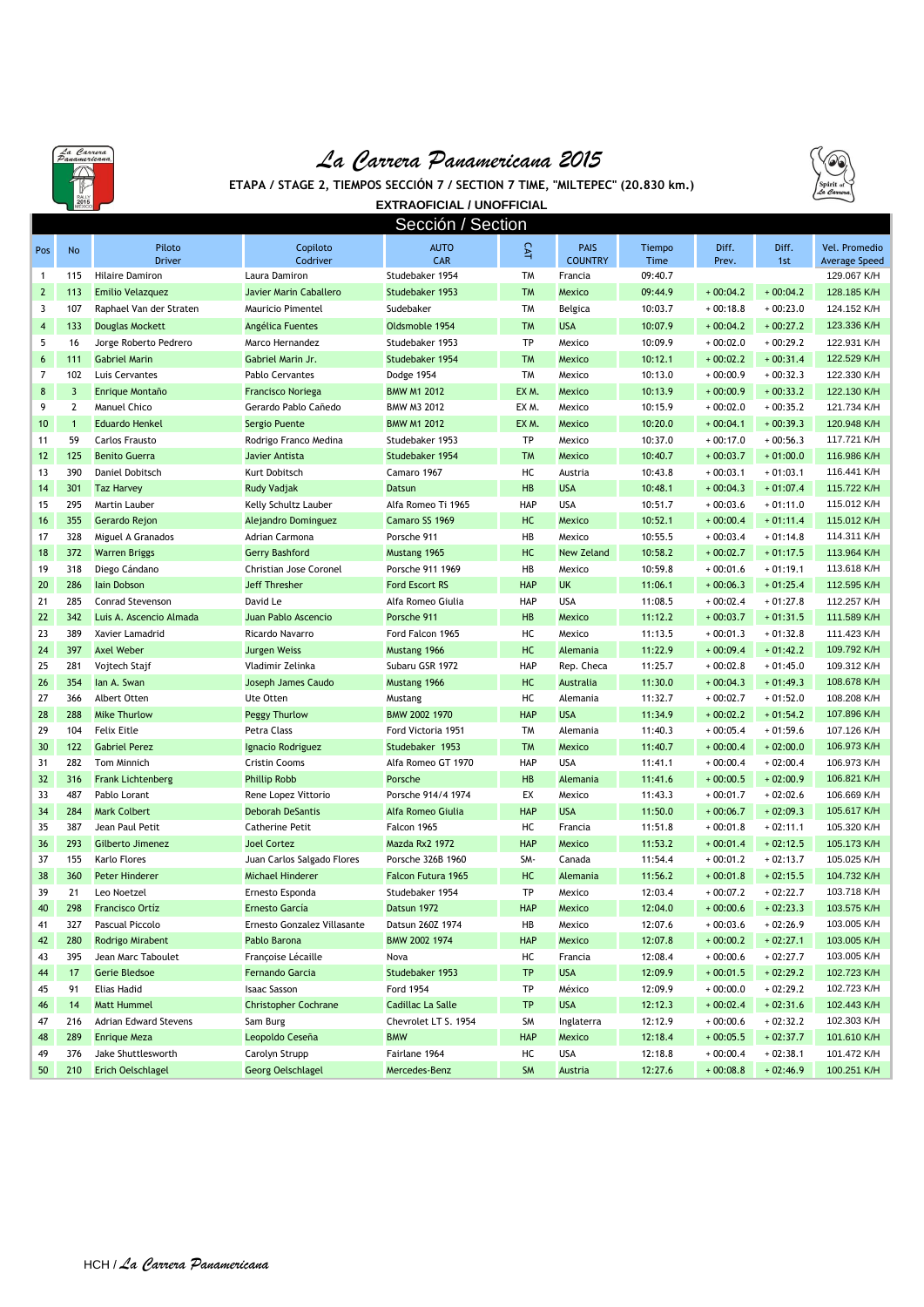# La Carrera Panamericana 2015

**ETAPA / STAGE 2, TIEMPOS SECCIÓN 7 / SECTION 7 TIME, "MILTEPEC" (20.830 km.)**

**EXTRAOFICIAL / UNOFFICIAL**

## Sección / Section

| Pos | No | Piloto Driver | Copiloto Codriver | AUTO CAR | CAT | PAIS COUNTRY | Tiempo Time | Diff. Prev. | Diff. 1st | Vel. Promedio Average Speed |
|---|---|---|---|---|---|---|---|---|---|---|
| 1 | 115 | Hilaire Damiron | Laura Damiron | Studebaker 1954 | TM | Francia | 09:40.7 | | | 129.067 K/H |
| 2 | 113 | Emilio Velazquez | Javier Marin Caballero | Studebaker 1953 | TM | Mexico | 09:44.9 | + 00:04.2 | + 00:04.2 | 128.185 K/H |
| 3 | 107 | Raphael Van der Straten | Mauricio Pimentel | Sudebaker | TM | Belgica | 10:03.7 | + 00:18.8 | + 00:23.0 | 124.152 K/H |
| 4 | 133 | Douglas Mockett | Angélica Fuentes | Oldsmobile 1954 | TM | USA | 10:07.9 | + 00:04.2 | + 00:27.2 | 123.336 K/H |
| 5 | 16 | Jorge Roberto Pedrero | Marco Hernandez | Studebaker 1953 | TP | Mexico | 10:09.9 | + 00:02.0 | + 00:29.2 | 122.931 K/H |
| 6 | 111 | Gabriel Marin | Gabriel Marin Jr. | Studebaker 1954 | TM | Mexico | 10:12.1 | + 00:02.2 | + 00:31.4 | 122.529 K/H |
| 7 | 102 | Luis Cervantes | Pablo Cervantes | Dodge 1954 | TM | Mexico | 10:13.0 | + 00:00.9 | + 00:32.3 | 122.330 K/H |
| 8 | 3 | Enrique Montaño | Francisco Noriega | BMW M1 2012 | EX M. | Mexico | 10:13.9 | + 00:00.9 | + 00:33.2 | 122.130 K/H |
| 9 | 2 | Manuel Chico | Gerardo Pablo Cañedo | BMW M3 2012 | EX M. | Mexico | 10:15.9 | + 00:02.0 | + 00:35.2 | 121.734 K/H |
| 10 | 1 | Eduardo Henkel | Sergio Puente | BMW M1 2012 | EX M. | Mexico | 10:20.0 | + 00:04.1 | + 00:39.3 | 120.948 K/H |
| 11 | 59 | Carlos Frausto | Rodrigo Franco Medina | Studebaker 1953 | TP | Mexico | 10:37.0 | + 00:17.0 | + 00:56.3 | 117.721 K/H |
| 12 | 125 | Benito Guerra | Javier Antista | Studebaker 1954 | TM | Mexico | 10:40.7 | + 00:03.7 | + 01:00.0 | 116.986 K/H |
| 13 | 390 | Daniel Dobitsch | Kurt Dobitsch | Camaro 1967 | HC | Austria | 10:43.8 | + 00:03.1 | + 01:03.1 | 116.441 K/H |
| 14 | 301 | Taz Harvey | Rudy Vadjak | Datsun | HB | USA | 10:48.1 | + 00:04.3 | + 01:07.4 | 115.722 K/H |
| 15 | 295 | Martin Lauber | Kelly Schultz Lauber | Alfa Romeo Ti 1965 | HAP | USA | 10:51.7 | + 00:03.6 | + 01:11.0 | 115.012 K/H |
| 16 | 355 | Gerardo Rejon | Alejandro Dominguez | Camaro SS 1969 | HC | Mexico | 10:52.1 | + 00:00.4 | + 01:11.4 | 115.012 K/H |
| 17 | 328 | Miguel A Granados | Adrian Carmona | Porsche 911 | HB | Mexico | 10:55.5 | + 00:03.4 | + 01:14.8 | 114.311 K/H |
| 18 | 372 | Warren Briggs | Gerry Bashford | Mustang 1965 | HC | New Zeland | 10:58.2 | + 00:02.7 | + 01:17.5 | 113.964 K/H |
| 19 | 318 | Diego Cándano | Christian Jose Coronel | Porsche 911 1969 | HB | Mexico | 10:59.8 | + 00:01.6 | + 01:19.1 | 113.618 K/H |
| 20 | 286 | Iain Dobson | Jeff Thresher | Ford Escort RS | HAP | UK | 11:06.1 | + 00:06.3 | + 01:25.4 | 112.595 K/H |
| 21 | 285 | Conrad Stevenson | David Le | Alfa Romeo Giulia | HAP | USA | 11:08.5 | + 00:02.4 | + 01:27.8 | 112.257 K/H |
| 22 | 342 | Luis A. Ascencio Almada | Juan Pablo Ascencio | Porsche 911 | HB | Mexico | 11:12.2 | + 00:03.7 | + 01:31.5 | 111.589 K/H |
| 23 | 389 | Xavier Lamadrid | Ricardo Navarro | Ford Falcon 1965 | HC | Mexico | 11:13.5 | + 00:01.3 | + 01:32.8 | 111.423 K/H |
| 24 | 397 | Axel Weber | Jurgen Weiss | Mustang 1966 | HC | Alemania | 11:22.9 | + 00:09.4 | + 01:42.2 | 109.792 K/H |
| 25 | 281 | Vojtech Stajf | Vladimir Zelinka | Subaru GSR 1972 | HAP | Rep. Checa | 11:25.7 | + 00:02.8 | + 01:45.0 | 109.312 K/H |
| 26 | 354 | Ian A. Swan | Joseph James Caudo | Mustang 1966 | HC | Australia | 11:30.0 | + 00:04.3 | + 01:49.3 | 108.678 K/H |
| 27 | 366 | Albert Otten | Ute Otten | Mustang | HC | Alemania | 11:32.7 | + 00:02.7 | + 01:52.0 | 108.208 K/H |
| 28 | 288 | Mike Thurlow | Peggy Thurlow | BMW 2002 1970 | HAP | USA | 11:34.9 | + 00:02.2 | + 01:54.2 | 107.896 K/H |
| 29 | 104 | Felix Eitle | Petra Class | Ford Victoria 1951 | TM | Alemania | 11:40.3 | + 00:05.4 | + 01:59.6 | 107.126 K/H |
| 30 | 122 | Gabriel Perez | Ignacio Rodriguez | Studebaker 1953 | TM | Mexico | 11:40.7 | + 00:00.4 | + 02:00.0 | 106.973 K/H |
| 31 | 282 | Tom Minnich | Cristin Cooms | Alfa Romeo GT 1970 | HAP | USA | 11:41.1 | + 00:00.4 | + 02:00.4 | 106.973 K/H |
| 32 | 316 | Frank Lichtenberg | Phillip Robb | Porsche | HB | Alemania | 11:41.6 | + 00:00.5 | + 02:00.9 | 106.821 K/H |
| 33 | 487 | Pablo Lorant | Rene Lopez Vittorio | Porsche 914/4 1974 | EX | Mexico | 11:43.3 | + 00:01.7 | + 02:02.6 | 106.669 K/H |
| 34 | 284 | Mark Colbert | Deborah DeSantis | Alfa Romeo Giulia | HAP | USA | 11:50.0 | + 00:06.7 | + 02:09.3 | 105.617 K/H |
| 35 | 387 | Jean Paul Petit | Catherine Petit | Falcon 1965 | HC | Francia | 11:51.8 | + 00:01.8 | + 02:11.1 | 105.320 K/H |
| 36 | 293 | Gilberto Jimenez | Joel Cortez | Mazda Rx2 1972 | HAP | Mexico | 11:53.2 | + 00:01.4 | + 02:12.5 | 105.173 K/H |
| 37 | 155 | Karlo Flores | Juan Carlos Salgado Flores | Porsche 326B 1960 | SM- | Canada | 11:54.4 | + 00:01.2 | + 02:13.7 | 105.025 K/H |
| 38 | 360 | Peter Hinderer | Michael Hinderer | Falcon Futura 1965 | HC | Alemania | 11:56.2 | + 00:01.8 | + 02:15.5 | 104.732 K/H |
| 39 | 21 | Leo Noetzel | Ernesto Esponda | Studebaker 1954 | TP | Mexico | 12:03.4 | + 00:07.2 | + 02:22.7 | 103.718 K/H |
| 40 | 298 | Francisco Ortíz | Ernesto García | Datsun 1972 | HAP | Mexico | 12:04.0 | + 00:00.6 | + 02:23.3 | 103.575 K/H |
| 41 | 327 | Pascual Piccolo | Ernesto Gonzalez Villasante | Datsun 260Z 1974 | HB | Mexico | 12:07.6 | + 00:03.6 | + 02:26.9 | 103.005 K/H |
| 42 | 280 | Rodrigo Mirabent | Pablo Barona | BMW 2002 1974 | HAP | Mexico | 12:07.8 | + 00:00.2 | + 02:27.1 | 103.005 K/H |
| 43 | 395 | Jean Marc Taboulet | Françoise Lécaille | Nova | HC | Francia | 12:08.4 | + 00:00.6 | + 02:27.7 | 103.005 K/H |
| 44 | 17 | Gerie Bledsoe | Fernando Garcia | Studebaker 1953 | TP | USA | 12:09.9 | + 00:01.5 | + 02:29.2 | 102.723 K/H |
| 45 | 91 | Elias Hadid | Isaac Sasson | Ford 1954 | TP | México | 12:09.9 | + 00:00.0 | + 02:29.2 | 102.723 K/H |
| 46 | 14 | Matt Hummel | Christopher Cochrane | Cadillac La Salle | TP | USA | 12:12.3 | + 00:02.4 | + 02:31.6 | 102.443 K/H |
| 47 | 216 | Adrian Edward Stevens | Sam Burg | Chevrolet LT S. 1954 | SM | Inglaterra | 12:12.9 | + 00:00.6 | + 02:32.2 | 102.303 K/H |
| 48 | 289 | Enrique Meza | Leopoldo Ceseña | BMW | HAP | Mexico | 12:18.4 | + 00:05.5 | + 02:37.7 | 101.610 K/H |
| 49 | 376 | Jake Shuttlesworth | Carolyn Strupp | Fairlane 1964 | HC | USA | 12:18.8 | + 00:00.4 | + 02:38.1 | 101.472 K/H |
| 50 | 210 | Erich Oelschlagel | Georg Oelschlagel | Mercedes-Benz | SM | Austria | 12:27.6 | + 00:08.8 | + 02:46.9 | 100.251 K/H |

HCH / La Carrera Panamericana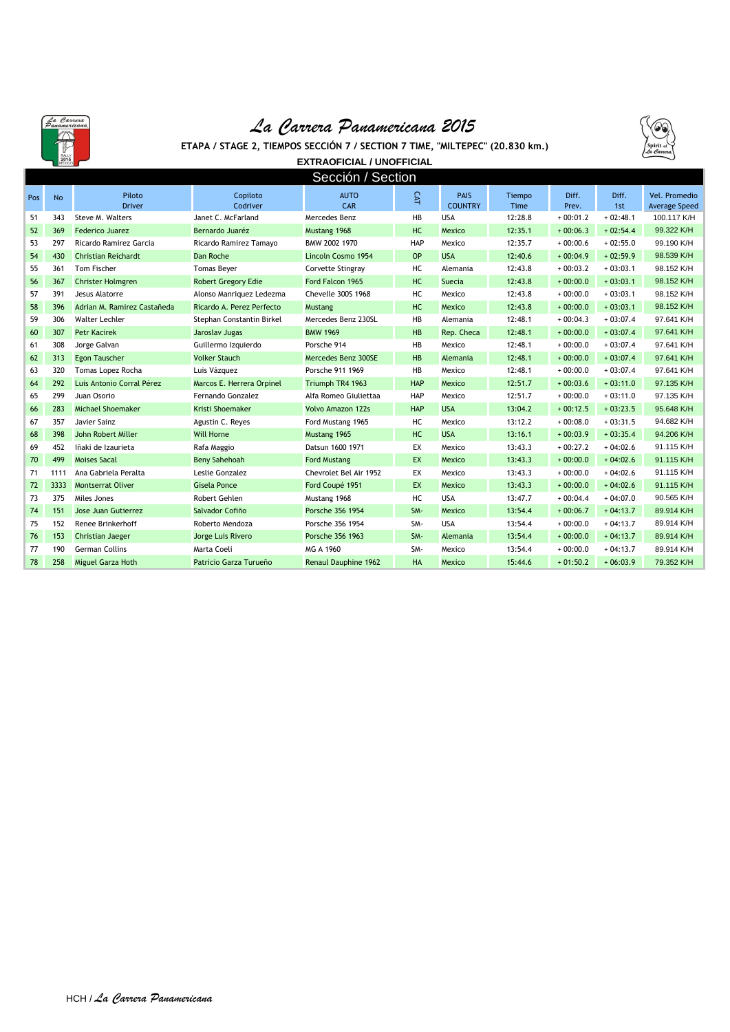# La Carrera Panamericana 2015

**ETAPA / STAGE 2, TIEMPOS SECCIÓN 7 / SECTION 7 TIME, "MILTEPEC" (20.830 km.)**

**EXTRAOFICIAL / UNOFFICIAL**

## Sección / Section

| Pos | No | Piloto Driver | Copiloto Codriver | AUTO CAR | CAT | PAIS COUNTRY | Tiempo Time | Diff. Prev. | Diff. 1st | Vel. Promedio Average Speed |
|---|---|---|---|---|---|---|---|---|---|---|
| 51 | 343 | Steve M. Walters | Janet C. McFarland | Mercedes Benz | HB | USA | 12:28.8 | + 00:01.2 | + 02:48.1 | 100.117 K/H |
| 52 | 369 | Federico Juarez | Bernardo Juaréz | Mustang 1968 | HC | Mexico | 12:35.1 | + 00:06.3 | + 02:54.4 | 99.322 K/H |
| 53 | 297 | Ricardo Ramirez Garcia | Ricardo Ramirez Tamayo | BMW 2002 1970 | HAP | Mexico | 12:35.7 | + 00:00.6 | + 02:55.0 | 99.190 K/H |
| 54 | 430 | Christian Reichardt | Dan Roche | Lincoln Cosmo 1954 | OP | USA | 12:40.6 | + 00:04.9 | + 02:59.9 | 98.539 K/H |
| 55 | 361 | Tom Fischer | Tomas Beyer | Corvette Stingray | HC | Alemania | 12:43.8 | + 00:03.2 | + 03:03.1 | 98.152 K/H |
| 56 | 367 | Christer Holmgren | Robert Gregory Edie | Ford Falcon 1965 | HC | Suecia | 12:43.8 | + 00:00.0 | + 03:03.1 | 98.152 K/H |
| 57 | 391 | Jesus Alatorre | Alonso Manriquez Ledezma | Chevelle 300S 1968 | HC | Mexico | 12:43.8 | + 00:00.0 | + 03:03.1 | 98.152 K/H |
| 58 | 396 | Adrian M. Ramirez Castañeda | Ricardo A. Perez Perfecto | Mustang | HC | Mexico | 12:43.8 | + 00:00.0 | + 03:03.1 | 98.152 K/H |
| 59 | 306 | Walter Lechler | Stephan Constantin Birkel | Mercedes Benz 230SL | HB | Alemania | 12:48.1 | + 00:04.3 | + 03:07.4 | 97.641 K/H |
| 60 | 307 | Petr Kacirek | Jaroslav Jugas | BMW 1969 | HB | Rep. Checa | 12:48.1 | + 00:00.0 | + 03:07.4 | 97.641 K/H |
| 61 | 308 | Jorge Galvan | Guillermo Izquierdo | Porsche 914 | HB | Mexico | 12:48.1 | + 00:00.0 | + 03:07.4 | 97.641 K/H |
| 62 | 313 | Egon Tauscher | Volker Stauch | Mercedes Benz 300SE | HB | Alemania | 12:48.1 | + 00:00.0 | + 03:07.4 | 97.641 K/H |
| 63 | 320 | Tomas Lopez Rocha | Luis Vázquez | Porsche 911 1969 | HB | Mexico | 12:48.1 | + 00:00.0 | + 03:07.4 | 97.641 K/H |
| 64 | 292 | Luis Antonio Corral Pérez | Marcos E. Herrera Orpinel | Triumph TR4 1963 | HAP | Mexico | 12:51.7 | + 00:03.6 | + 03:11.0 | 97.135 K/H |
| 65 | 299 | Juan Osorio | Fernando Gonzalez | Alfa Romeo Giuliettaa | HAP | Mexico | 12:51.7 | + 00:00.0 | + 03:11.0 | 97.135 K/H |
| 66 | 283 | Michael Shoemaker | Kristi Shoemaker | Volvo Amazon 122s | HAP | USA | 13:04.2 | + 00:12.5 | + 03:23.5 | 95.648 K/H |
| 67 | 357 | Javier Sainz | Agustin C. Reyes | Ford Mustang 1965 | HC | Mexico | 13:12.2 | + 00:08.0 | + 03:31.5 | 94.682 K/H |
| 68 | 398 | John Robert Miller | Will Horne | Mustang 1965 | HC | USA | 13:16.1 | + 00:03.9 | + 03:35.4 | 94.206 K/H |
| 69 | 452 | Iñaki de Izaurieta | Rafa Maggio | Datsun 1600 1971 | EX | Mexico | 13:43.3 | + 00:27.2 | + 04:02.6 | 91.115 K/H |
| 70 | 499 | Moises Sacal | Beny Sahehoah | Ford Mustang | EX | Mexico | 13:43.3 | + 00:00.0 | + 04:02.6 | 91.115 K/H |
| 71 | 1111 | Ana Gabriela Peralta | Leslie Gonzalez | Chevrolet Bel Air 1952 | EX | Mexico | 13:43.3 | + 00:00.0 | + 04:02.6 | 91.115 K/H |
| 72 | 3333 | Montserrat Oliver | Gisela Ponce | Ford Coupé 1951 | EX | Mexico | 13:43.3 | + 00:00.0 | + 04:02.6 | 91.115 K/H |
| 73 | 375 | Miles Jones | Robert Gehlen | Mustang 1968 | HC | USA | 13:47.7 | + 00:04.4 | + 04:07.0 | 90.565 K/H |
| 74 | 151 | Jose Juan Gutierrez | Salvador Cofiño | Porsche 356 1954 | SM- | Mexico | 13:54.4 | + 00:06.7 | + 04:13.7 | 89.914 K/H |
| 75 | 152 | Renee Brinkerhoff | Roberto Mendoza | Porsche 356 1954 | SM- | USA | 13:54.4 | + 00:00.0 | + 04:13.7 | 89.914 K/H |
| 76 | 153 | Christian Jaeger | Jorge Luis Rivero | Porsche 356 1963 | SM- | Alemania | 13:54.4 | + 00:00.0 | + 04:13.7 | 89.914 K/H |
| 77 | 190 | German Collins | Marta Coeli | MG A 1960 | SM- | Mexico | 13:54.4 | + 00:00.0 | + 04:13.7 | 89.914 K/H |
| 78 | 258 | Miguel Garza Hoth | Patricio Garza Turueño | Renaul Dauphine 1962 | HA | Mexico | 15:44.6 | + 01:50.2 | + 06:03.9 | 79.352 K/H |

HCH / *La Carrera Panamericana*